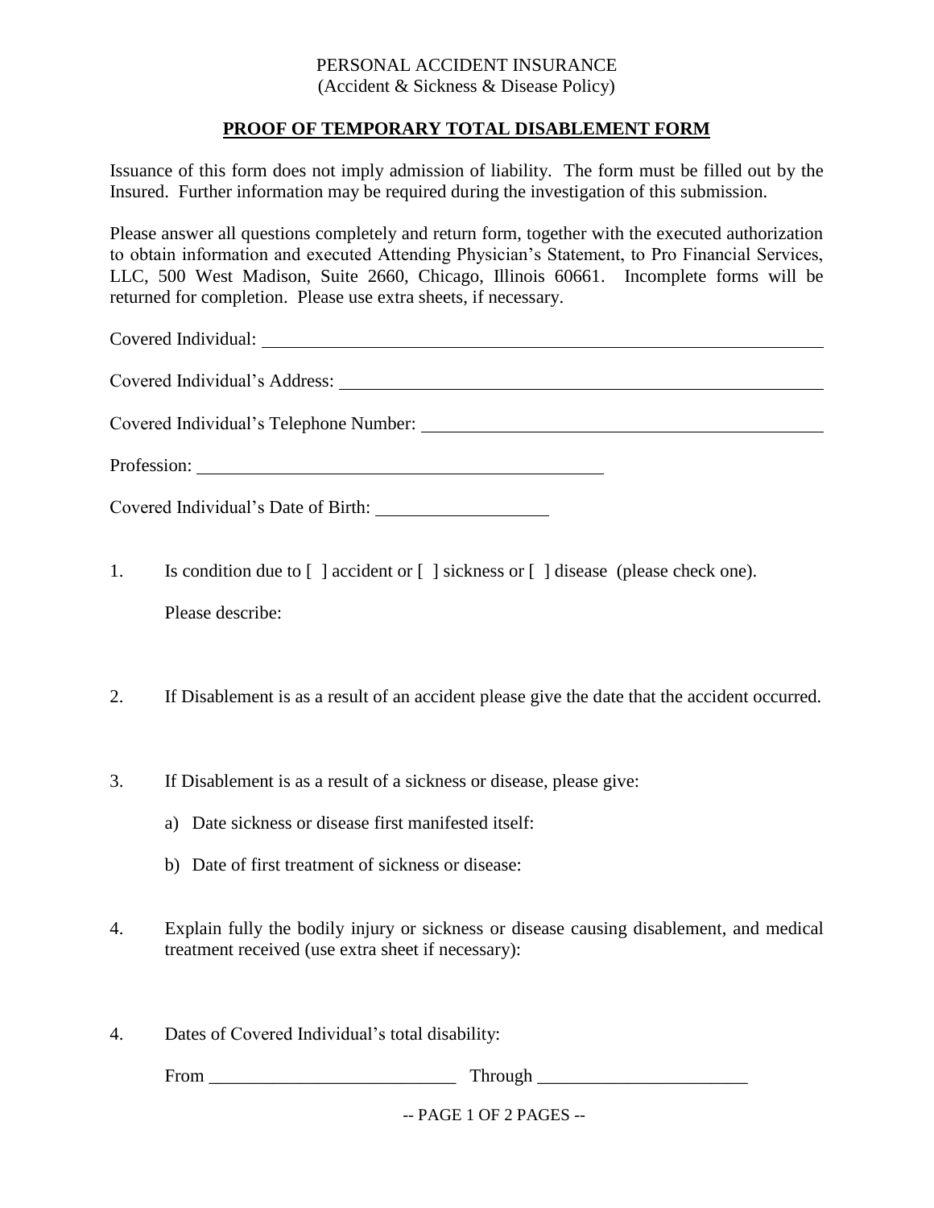PERSONAL ACCIDENT INSURANCE
(Accident & Sickness & Disease Policy)

## PROOF OF TEMPORARY TOTAL DISABLEMENT FORM

Issuance of this form does not imply admission of liability. The form must be filled out by the Insured. Further information may be required during the investigation of this submission.

Please answer all questions completely and return form, together with the executed authorization to obtain information and executed Attending Physician's Statement, to Pro Financial Services, LLC, 500 West Madison, Suite 2660, Chicago, Illinois 60661. Incomplete forms will be returned for completion. Please use extra sheets, if necessary.

Covered Individual: ______________________________

Covered Individual's Address: ______________________________

Covered Individual's Telephone Number: ______________________________

Profession: ______________________________

Covered Individual's Date of Birth: ____________________

1. Is condition due to [ ] accident or [ ] sickness or [ ] disease (please check one).

   Please describe:

2. If Disablement is as a result of an accident please give the date that the accident occurred.

3. If Disablement is as a result of a sickness or disease, please give:

   a) Date sickness or disease first manifested itself:

   b) Date of first treatment of sickness or disease:

4. Explain fully the bodily injury or sickness or disease causing disablement, and medical treatment received (use extra sheet if necessary):

4. Dates of Covered Individual's total disability:

   From ___________________________ Through _______________________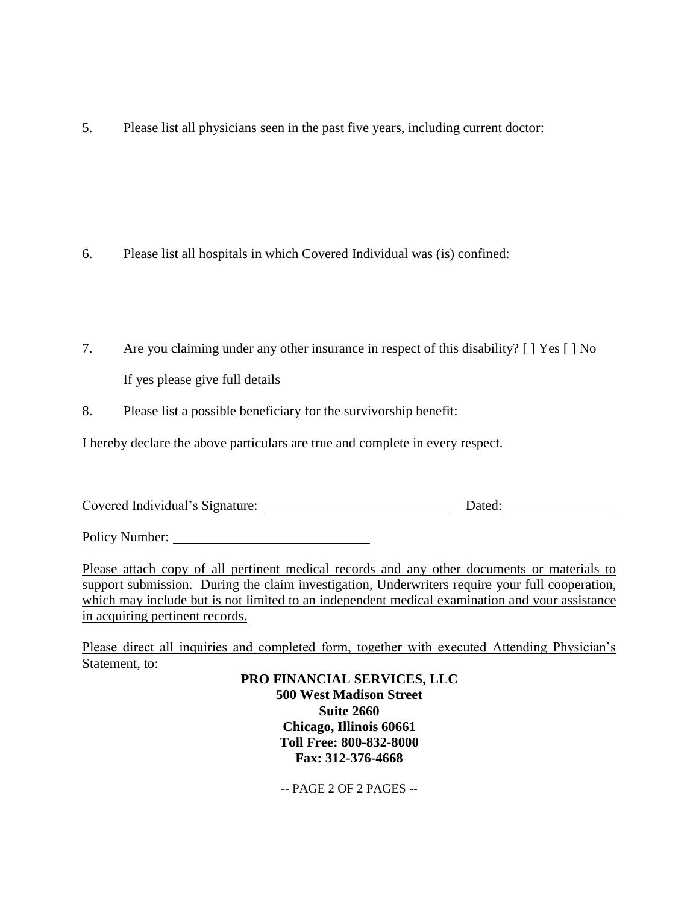5. Please list all physicians seen in the past five years, including current doctor:

6. Please list all hospitals in which Covered Individual was (is) confined:

7. Are you claiming under any other insurance in respect of this disability? [ ] Yes [ ] No

   If yes please give full details

8. Please list a possible beneficiary for the survivorship benefit:

I hereby declare the above particulars are true and complete in every respect.

Covered Individual's Signature: ____________________________ Dated: ________________

Policy Number: ______________________________

<u>Please attach copy of all pertinent medical records and any other documents or materials to support submission. During the claim investigation, Underwriters require your full cooperation, which may include but is not limited to an independent medical examination and your assistance in acquiring pertinent records.</u>

<u>Please direct all inquiries and completed form, together with executed Attending Physician's Statement, to:</u>

**PRO FINANCIAL SERVICES, LLC**
**500 West Madison Street**
**Suite 2660**
**Chicago, Illinois 60661**
**Toll Free: 800-832-8000**
**Fax: 312-376-4668**